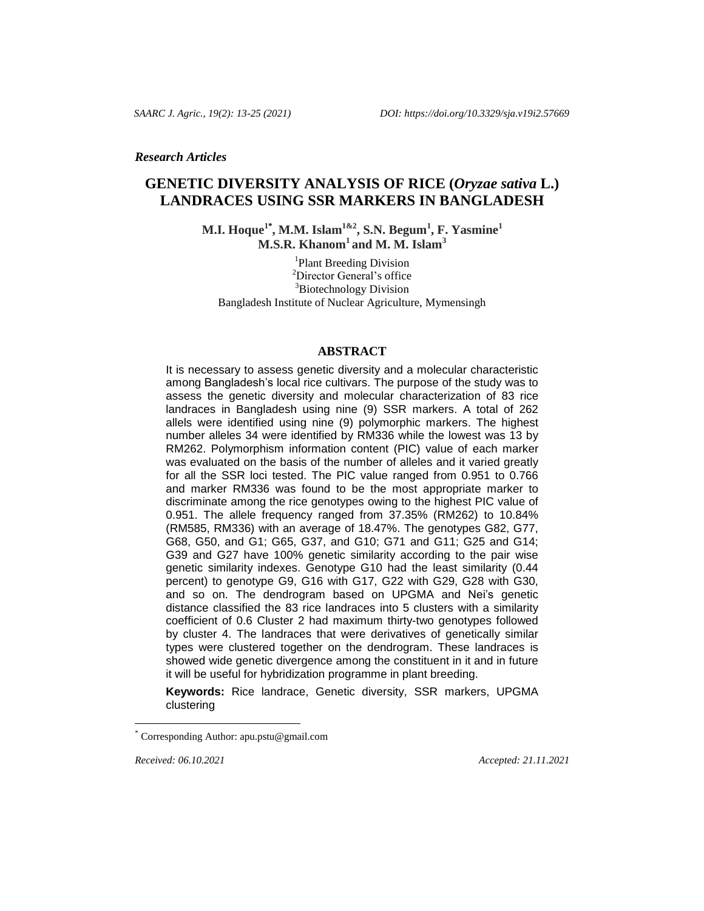*Research Articles*

# GENETIC DIVERSITY ANALYSIS OF RICE (*Oryzae sativa* L.) LANDRACES USING SSR MARKERS IN BANGLADESH

**M.I. Hoque[1*], M.M. Islam[1&2], S.N. Begum[1], F. Yasmine[1] M.S.R. Khanom[1] and M. M. Islam[3]**

[1]Plant Breeding Division
[2]Director General's office
[3]Biotechnology Division
Bangladesh Institute of Nuclear Agriculture, Mymensingh

## ABSTRACT

It is necessary to assess genetic diversity and a molecular characteristic among Bangladesh's local rice cultivars. The purpose of the study was to assess the genetic diversity and molecular characterization of 83 rice landraces in Bangladesh using nine (9) SSR markers. A total of 262 allels were identified using nine (9) polymorphic markers. The highest number alleles 34 were identified by RM336 while the lowest was 13 by RM262. Polymorphism information content (PIC) value of each marker was evaluated on the basis of the number of alleles and it varied greatly for all the SSR loci tested. The PIC value ranged from 0.951 to 0.766 and marker RM336 was found to be the most appropriate marker to discriminate among the rice genotypes owing to the highest PIC value of 0.951. The allele frequency ranged from 37.35% (RM262) to 10.84% (RM585, RM336) with an average of 18.47%. The genotypes G82, G77, G68, G50, and G1; G65, G37, and G10; G71 and G11; G25 and G14; G39 and G27 have 100% genetic similarity according to the pair wise genetic similarity indexes. Genotype G10 had the least similarity (0.44 percent) to genotype G9, G16 with G17, G22 with G29, G28 with G30, and so on. The dendrogram based on UPGMA and Nei's genetic distance classified the 83 rice landraces into 5 clusters with a similarity coefficient of 0.6 Cluster 2 had maximum thirty-two genotypes followed by cluster 4. The landraces that were derivatives of genetically similar types were clustered together on the dendrogram. These landraces is showed wide genetic divergence among the constituent in it and in future it will be useful for hybridization programme in plant breeding.

**Keywords:** Rice landrace, Genetic diversity, SSR markers, UPGMA clustering

---

[*] Corresponding Author: apu.pstu@gmail.com

*Received: 06.10.2021* *Accepted: 21.11.2021*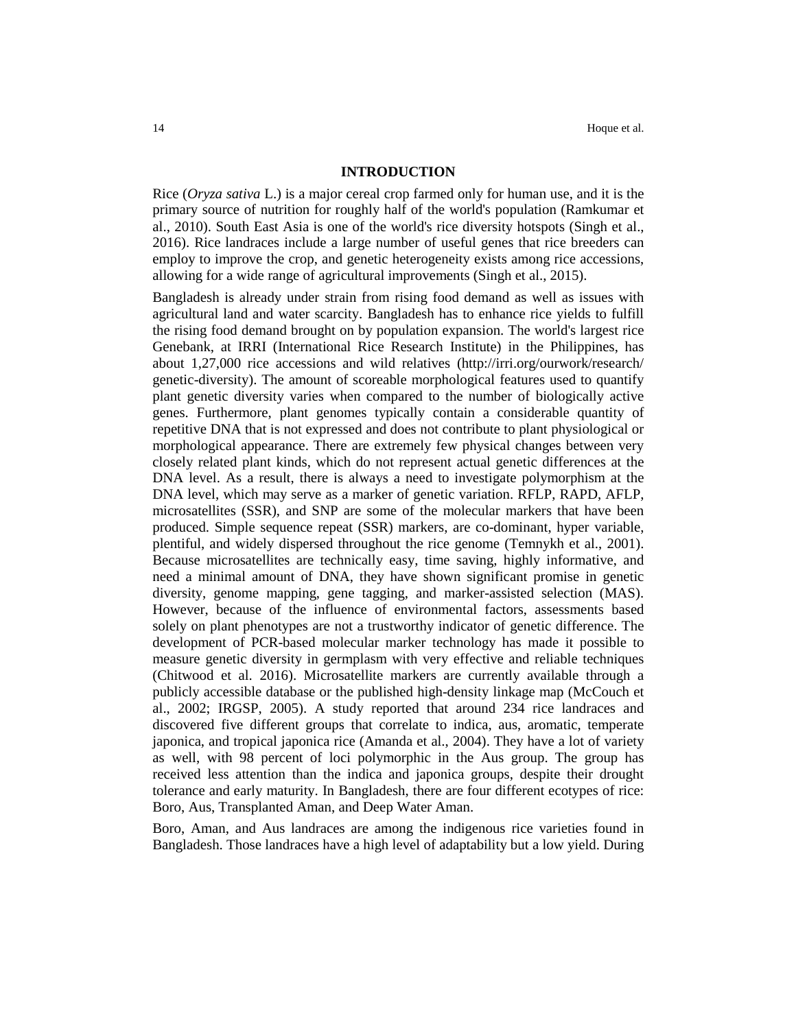## INTRODUCTION

Rice (*Oryza sativa* L.) is a major cereal crop farmed only for human use, and it is the primary source of nutrition for roughly half of the world's population (Ramkumar et al., 2010). South East Asia is one of the world's rice diversity hotspots (Singh et al., 2016). Rice landraces include a large number of useful genes that rice breeders can employ to improve the crop, and genetic heterogeneity exists among rice accessions, allowing for a wide range of agricultural improvements (Singh et al., 2015).

Bangladesh is already under strain from rising food demand as well as issues with agricultural land and water scarcity. Bangladesh has to enhance rice yields to fulfill the rising food demand brought on by population expansion. The world's largest rice Genebank, at IRRI (International Rice Research Institute) in the Philippines, has about 1,27,000 rice accessions and wild relatives (http://irri.org/ourwork/research/genetic-diversity). The amount of scoreable morphological features used to quantify plant genetic diversity varies when compared to the number of biologically active genes. Furthermore, plant genomes typically contain a considerable quantity of repetitive DNA that is not expressed and does not contribute to plant physiological or morphological appearance. There are extremely few physical changes between very closely related plant kinds, which do not represent actual genetic differences at the DNA level. As a result, there is always a need to investigate polymorphism at the DNA level, which may serve as a marker of genetic variation. RFLP, RAPD, AFLP, microsatellites (SSR), and SNP are some of the molecular markers that have been produced. Simple sequence repeat (SSR) markers, are co-dominant, hyper variable, plentiful, and widely dispersed throughout the rice genome (Temnykh et al., 2001). Because microsatellites are technically easy, time saving, highly informative, and need a minimal amount of DNA, they have shown significant promise in genetic diversity, genome mapping, gene tagging, and marker-assisted selection (MAS). However, because of the influence of environmental factors, assessments based solely on plant phenotypes are not a trustworthy indicator of genetic difference. The development of PCR-based molecular marker technology has made it possible to measure genetic diversity in germplasm with very effective and reliable techniques (Chitwood et al. 2016). Microsatellite markers are currently available through a publicly accessible database or the published high-density linkage map (McCouch et al., 2002; IRGSP, 2005). A study reported that around 234 rice landraces and discovered five different groups that correlate to indica, aus, aromatic, temperate japonica, and tropical japonica rice (Amanda et al., 2004). They have a lot of variety as well, with 98 percent of loci polymorphic in the Aus group. The group has received less attention than the indica and japonica groups, despite their drought tolerance and early maturity. In Bangladesh, there are four different ecotypes of rice: Boro, Aus, Transplanted Aman, and Deep Water Aman.

Boro, Aman, and Aus landraces are among the indigenous rice varieties found in Bangladesh. Those landraces have a high level of adaptability but a low yield. During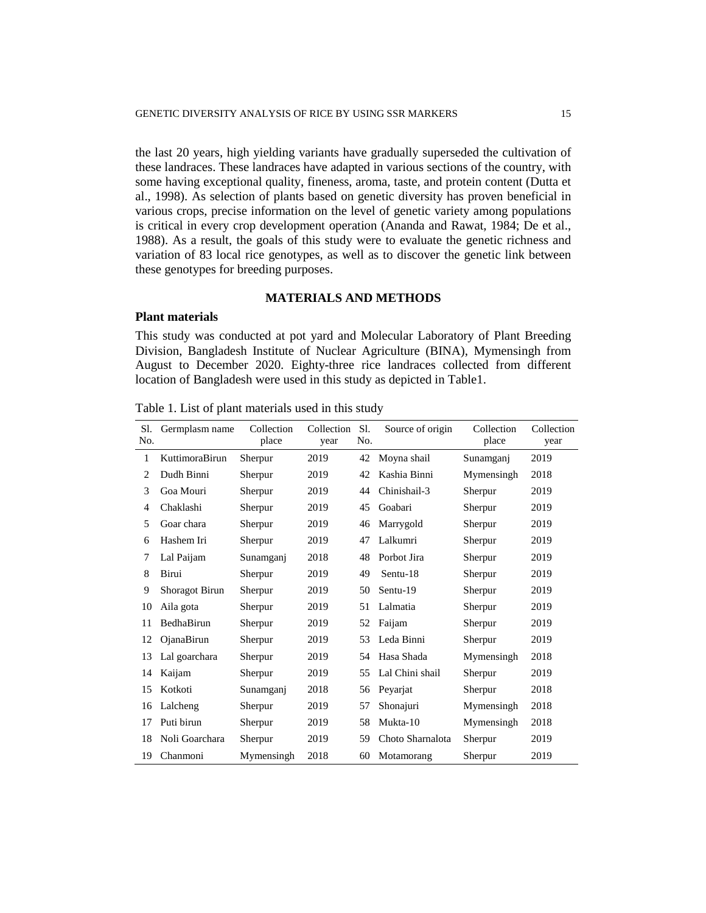the last 20 years, high yielding variants have gradually superseded the cultivation of these landraces. These landraces have adapted in various sections of the country, with some having exceptional quality, fineness, aroma, taste, and protein content (Dutta et al., 1998). As selection of plants based on genetic diversity has proven beneficial in various crops, precise information on the level of genetic variety among populations is critical in every crop development operation (Ananda and Rawat, 1984; De et al., 1988). As a result, the goals of this study were to evaluate the genetic richness and variation of 83 local rice genotypes, as well as to discover the genetic link between these genotypes for breeding purposes.

## MATERIALS AND METHODS

### Plant materials

This study was conducted at pot yard and Molecular Laboratory of Plant Breeding Division, Bangladesh Institute of Nuclear Agriculture (BINA), Mymensingh from August to December 2020. Eighty-three rice landraces collected from different location of Bangladesh were used in this study as depicted in Table1.

Table 1. List of plant materials used in this study

| Sl. No. | Germplasm name | Collection place | Collection year | Sl. No. | Source of origin | Collection place | Collection year |
|---|---|---|---|---|---|---|---|
| 1 | KuttimoraBirun | Sherpur | 2019 | 42 | Moyna shail | Sunamganj | 2019 |
| 2 | Dudh Binni | Sherpur | 2019 | 42 | Kashia Binni | Mymensingh | 2018 |
| 3 | Goa Mouri | Sherpur | 2019 | 44 | Chinishail-3 | Sherpur | 2019 |
| 4 | Chaklashi | Sherpur | 2019 | 45 | Goabari | Sherpur | 2019 |
| 5 | Goar chara | Sherpur | 2019 | 46 | Marrygold | Sherpur | 2019 |
| 6 | Hashem Iri | Sherpur | 2019 | 47 | Lalkumri | Sherpur | 2019 |
| 7 | Lal Paijam | Sunamganj | 2018 | 48 | Porbot Jira | Sherpur | 2019 |
| 8 | Birui | Sherpur | 2019 | 49 | Sentu-18 | Sherpur | 2019 |
| 9 | Shoragot Birun | Sherpur | 2019 | 50 | Sentu-19 | Sherpur | 2019 |
| 10 | Aila gota | Sherpur | 2019 | 51 | Lalmatia | Sherpur | 2019 |
| 11 | BedhaBirun | Sherpur | 2019 | 52 | Faijam | Sherpur | 2019 |
| 12 | OjanaBirun | Sherpur | 2019 | 53 | Leda Binni | Sherpur | 2019 |
| 13 | Lal goarchara | Sherpur | 2019 | 54 | Hasa Shada | Mymensingh | 2018 |
| 14 | Kaijam | Sherpur | 2019 | 55 | Lal Chini shail | Sherpur | 2019 |
| 15 | Kotkoti | Sunamganj | 2018 | 56 | Peyarjat | Sherpur | 2018 |
| 16 | Lalcheng | Sherpur | 2019 | 57 | Shonajuri | Mymensingh | 2018 |
| 17 | Puti birun | Sherpur | 2019 | 58 | Mukta-10 | Mymensingh | 2018 |
| 18 | Noli Goarchara | Sherpur | 2019 | 59 | Choto Sharnalota | Sherpur | 2019 |
| 19 | Chanmoni | Mymensingh | 2018 | 60 | Motamorang | Sherpur | 2019 |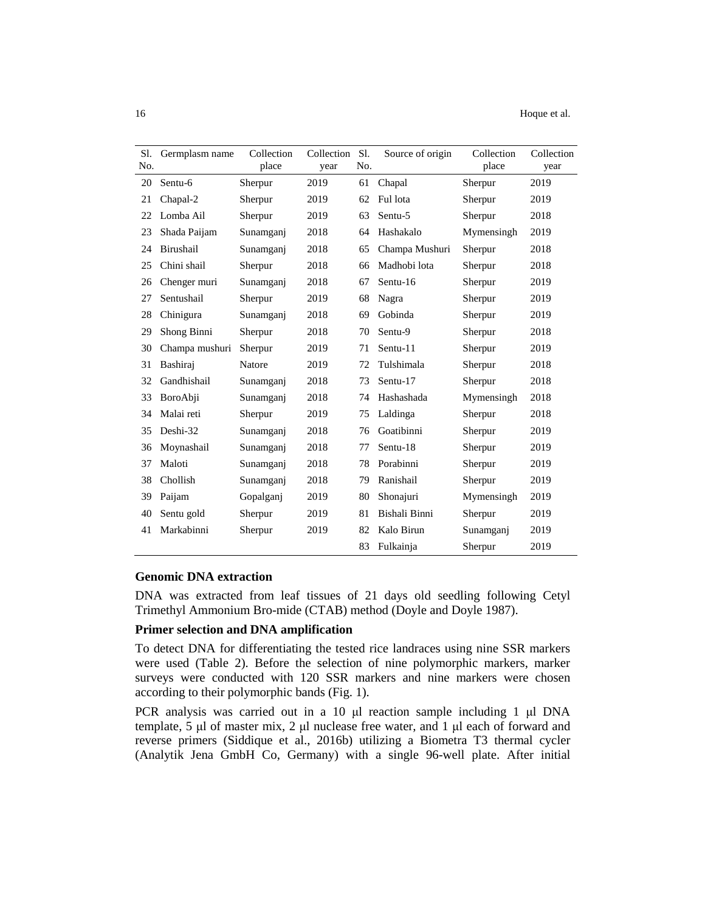| Sl. No. | Germplasm name | Collection place | Collection year | Sl. No. | Source of origin | Collection place | Collection year |
|---|---|---|---|---|---|---|---|
| 20 | Sentu-6 | Sherpur | 2019 | 61 | Chapal | Sherpur | 2019 |
| 21 | Chapal-2 | Sherpur | 2019 | 62 | Ful lota | Sherpur | 2019 |
| 22 | Lomba Ail | Sherpur | 2019 | 63 | Sentu-5 | Sherpur | 2018 |
| 23 | Shada Paijam | Sunamganj | 2018 | 64 | Hashakalo | Mymensingh | 2019 |
| 24 | Birushail | Sunamganj | 2018 | 65 | Champa Mushuri | Sherpur | 2018 |
| 25 | Chini shail | Sherpur | 2018 | 66 | Madhobi lota | Sherpur | 2018 |
| 26 | Chenger muri | Sunamganj | 2018 | 67 | Sentu-16 | Sherpur | 2019 |
| 27 | Sentushail | Sherpur | 2019 | 68 | Nagra | Sherpur | 2019 |
| 28 | Chinigura | Sunamganj | 2018 | 69 | Gobinda | Sherpur | 2019 |
| 29 | Shong Binni | Sherpur | 2018 | 70 | Sentu-9 | Sherpur | 2018 |
| 30 | Champa mushuri | Sherpur | 2019 | 71 | Sentu-11 | Sherpur | 2019 |
| 31 | Bashiraj | Natore | 2019 | 72 | Tulshimala | Sherpur | 2018 |
| 32 | Gandhishail | Sunamganj | 2018 | 73 | Sentu-17 | Sherpur | 2018 |
| 33 | BoroAbji | Sunamganj | 2018 | 74 | Hashashada | Mymensingh | 2018 |
| 34 | Malai reti | Sherpur | 2019 | 75 | Laldinga | Sherpur | 2018 |
| 35 | Deshi-32 | Sunamganj | 2018 | 76 | Goatibinni | Sherpur | 2019 |
| 36 | Moynashail | Sunamganj | 2018 | 77 | Sentu-18 | Sherpur | 2019 |
| 37 | Maloti | Sunamganj | 2018 | 78 | Porabinni | Sherpur | 2019 |
| 38 | Chollish | Sunamganj | 2018 | 79 | Ranishail | Sherpur | 2019 |
| 39 | Paijam | Gopalganj | 2019 | 80 | Shonajuri | Mymensingh | 2019 |
| 40 | Sentu gold | Sherpur | 2019 | 81 | Bishali Binni | Sherpur | 2019 |
| 41 | Markabinni | Sherpur | 2019 | 82 | Kalo Birun | Sunamganj | 2019 |
| | | | | 83 | Fulkainja | Sherpur | 2019 |

**Genomic DNA extraction**

DNA was extracted from leaf tissues of 21 days old seedling following Cetyl Trimethyl Ammonium Bro-mide (CTAB) method (Doyle and Doyle 1987).

**Primer selection and DNA amplification**

To detect DNA for differentiating the tested rice landraces using nine SSR markers were used (Table 2). Before the selection of nine polymorphic markers, marker surveys were conducted with 120 SSR markers and nine markers were chosen according to their polymorphic bands (Fig. 1).

PCR analysis was carried out in a 10 μl reaction sample including 1 μl DNA template, 5 μl of master mix, 2 μl nuclease free water, and 1 μl each of forward and reverse primers (Siddique et al., 2016b) utilizing a Biometra T3 thermal cycler (Analytik Jena GmbH Co, Germany) with a single 96-well plate. After initial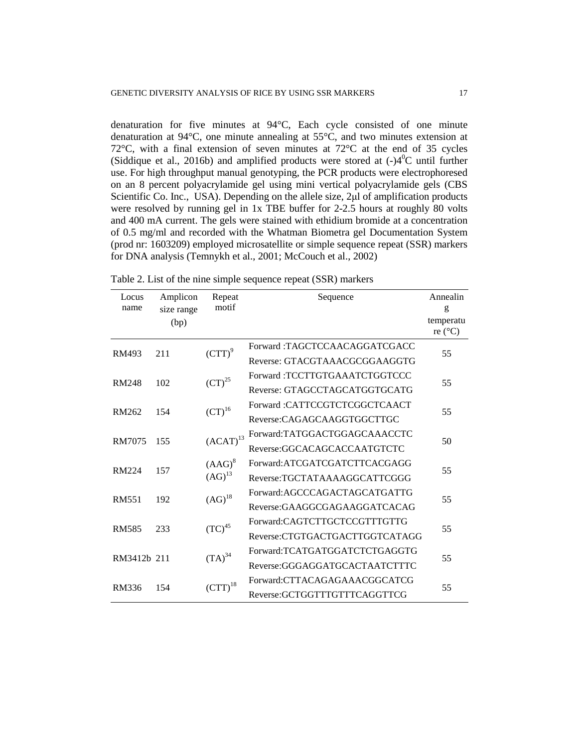denaturation for five minutes at 94°C, Each cycle consisted of one minute denaturation at 94°C, one minute annealing at 55°C, and two minutes extension at 72°C, with a final extension of seven minutes at 72°C at the end of 35 cycles (Siddique et al., 2016b) and amplified products were stored at (-)4$^0$C until further use. For high throughput manual genotyping, the PCR products were electrophoresed on an 8 percent polyacrylamide gel using mini vertical polyacrylamide gels (CBS Scientific Co. Inc., USA). Depending on the allele size, 2μl of amplification products were resolved by running gel in 1x TBE buffer for 2-2.5 hours at roughly 80 volts and 400 mA current. The gels were stained with ethidium bromide at a concentration of 0.5 mg/ml and recorded with the Whatman Biometra gel Documentation System (prod nr: 1603209) employed microsatellite or simple sequence repeat (SSR) markers for DNA analysis (Temnykh et al., 2001; McCouch et al., 2002)

Table 2. List of the nine simple sequence repeat (SSR) markers

| Locus name | Amplicon size range (bp) | Repeat motif | Sequence | Annealing temperature (°C) |
|---|---|---|---|---|
| RM493 | 211 | $(CTT)^9$ | Forward :TAGCTCCAACAGGATCGACC<br>Reverse: GTACGTAAACGCGGAAGGTG | 55 |
| RM248 | 102 | $(CT)^{25}$ | Forward :TCCTTGTGAAATCTGGTCCC<br>Reverse: GTAGCCTAGCATGGTGCATG | 55 |
| RM262 | 154 | $(CT)^{16}$ | Forward :CATTCCGTCTCGGCTCAACT<br>Reverse:CAGAGCAAGGTGGCTTGC | 55 |
| RM7075 | 155 | $(ACAT)^{13}$ | Forward:TATGGACTGGAGCAAACCTC<br>Reverse:GGCACAGCACCAATGTCTC | 50 |
| RM224 | 157 | $(AAG)^8$ $(AG)^{13}$ | Forward:ATCGATCGATCTTCACGAGG<br>Reverse:TGCTATAAAAGGCATTCGGG | 55 |
| RM551 | 192 | $(AG)^{18}$ | Forward:AGCCCAGACTAGCATGATTG<br>Reverse:GAAGGCGAGAAGGATCACAG | 55 |
| RM585 | 233 | $(TC)^{45}$ | Forward:CAGTCTTGCTCCGTTTGTTG<br>Reverse:CTGTGACTGACTTGGTCATAGG | 55 |
| RM3412b | 211 | $(TA)^{34}$ | Forward:TCATGATGGATCTCTGAGGTG<br>Reverse:GGGAGGATGCACTAATCTTTC | 55 |
| RM336 | 154 | $(CTT)^{18}$ | Forward:CTTACAGAGAAACGGCATCG<br>Reverse:GCTGGTTTGTTTCAGGTTCG | 55 |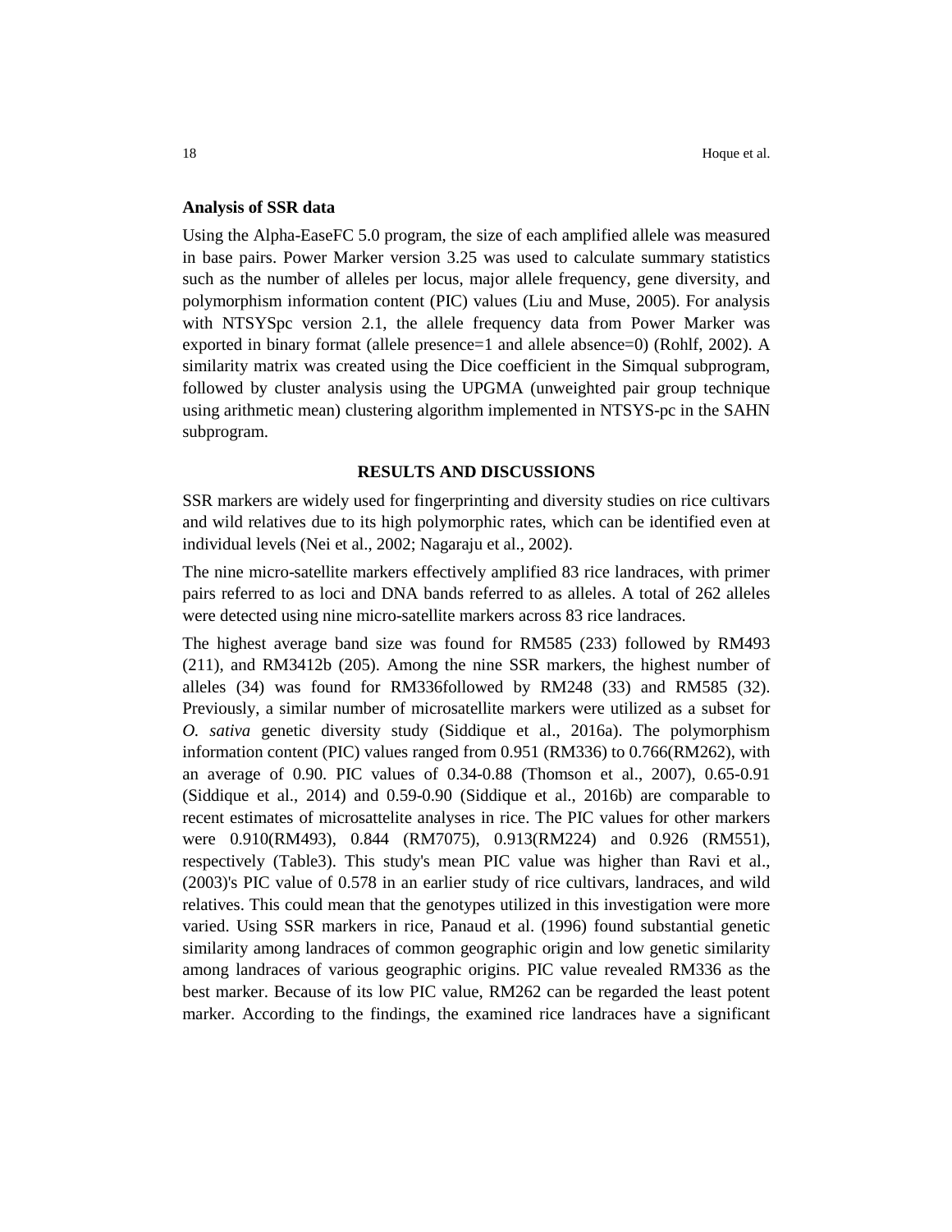### Analysis of SSR data

Using the Alpha-EaseFC 5.0 program, the size of each amplified allele was measured in base pairs. Power Marker version 3.25 was used to calculate summary statistics such as the number of alleles per locus, major allele frequency, gene diversity, and polymorphism information content (PIC) values (Liu and Muse, 2005). For analysis with NTSYSpc version 2.1, the allele frequency data from Power Marker was exported in binary format (allele presence=1 and allele absence=0) (Rohlf, 2002). A similarity matrix was created using the Dice coefficient in the Simqual subprogram, followed by cluster analysis using the UPGMA (unweighted pair group technique using arithmetic mean) clustering algorithm implemented in NTSYS-pc in the SAHN subprogram.

## RESULTS AND DISCUSSIONS

SSR markers are widely used for fingerprinting and diversity studies on rice cultivars and wild relatives due to its high polymorphic rates, which can be identified even at individual levels (Nei et al., 2002; Nagaraju et al., 2002).

The nine micro-satellite markers effectively amplified 83 rice landraces, with primer pairs referred to as loci and DNA bands referred to as alleles. A total of 262 alleles were detected using nine micro-satellite markers across 83 rice landraces.

The highest average band size was found for RM585 (233) followed by RM493 (211), and RM3412b (205). Among the nine SSR markers, the highest number of alleles (34) was found for RM336followed by RM248 (33) and RM585 (32). Previously, a similar number of microsatellite markers were utilized as a subset for *O. sativa* genetic diversity study (Siddique et al., 2016a). The polymorphism information content (PIC) values ranged from 0.951 (RM336) to 0.766(RM262), with an average of 0.90. PIC values of 0.34-0.88 (Thomson et al., 2007), 0.65-0.91 (Siddique et al., 2014) and 0.59-0.90 (Siddique et al., 2016b) are comparable to recent estimates of microsattelite analyses in rice. The PIC values for other markers were 0.910(RM493), 0.844 (RM7075), 0.913(RM224) and 0.926 (RM551), respectively (Table3). This study's mean PIC value was higher than Ravi et al., (2003)'s PIC value of 0.578 in an earlier study of rice cultivars, landraces, and wild relatives. This could mean that the genotypes utilized in this investigation were more varied. Using SSR markers in rice, Panaud et al. (1996) found substantial genetic similarity among landraces of common geographic origin and low genetic similarity among landraces of various geographic origins. PIC value revealed RM336 as the best marker. Because of its low PIC value, RM262 can be regarded the least potent marker. According to the findings, the examined rice landraces have a significant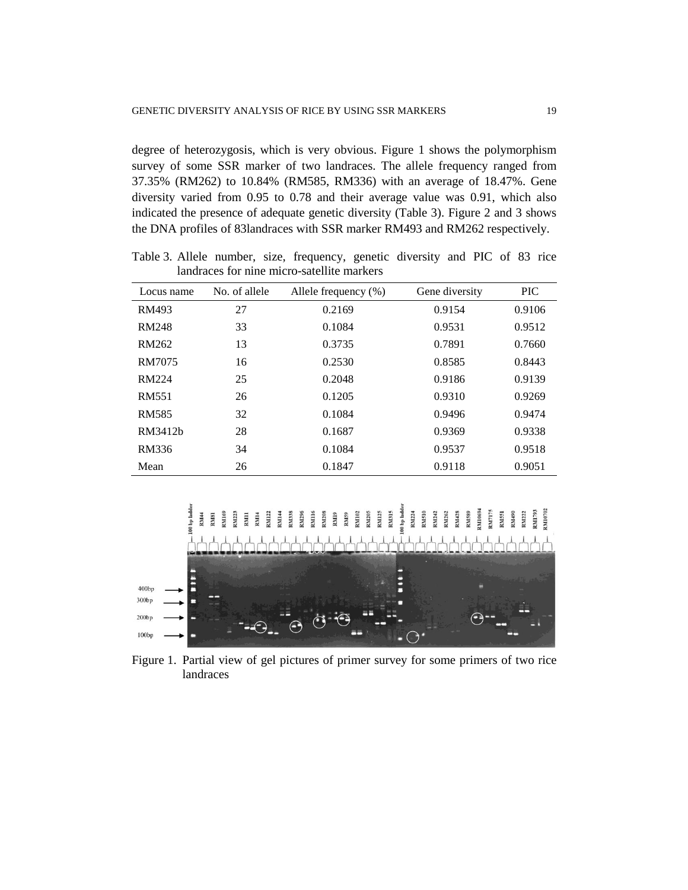degree of heterozygosis, which is very obvious. Figure 1 shows the polymorphism survey of some SSR marker of two landraces. The allele frequency ranged from 37.35% (RM262) to 10.84% (RM585, RM336) with an average of 18.47%. Gene diversity varied from 0.95 to 0.78 and their average value was 0.91, which also indicated the presence of adequate genetic diversity (Table 3). Figure 2 and 3 shows the DNA profiles of 83landraces with SSR marker RM493 and RM262 respectively.

Table 3. Allele number, size, frequency, genetic diversity and PIC of 83 rice landraces for nine micro-satellite markers

| Locus name | No. of allele | Allele frequency (%) | Gene diversity | PIC |
|---|---|---|---|---|
| RM493 | 27 | 0.2169 | 0.9154 | 0.9106 |
| RM248 | 33 | 0.1084 | 0.9531 | 0.9512 |
| RM262 | 13 | 0.3735 | 0.7891 | 0.7660 |
| RM7075 | 16 | 0.2530 | 0.8585 | 0.8443 |
| RM224 | 25 | 0.2048 | 0.9186 | 0.9139 |
| RM551 | 26 | 0.1205 | 0.9310 | 0.9269 |
| RM585 | 32 | 0.1084 | 0.9496 | 0.9474 |
| RM3412b | 28 | 0.1687 | 0.9369 | 0.9338 |
| RM336 | 34 | 0.1084 | 0.9537 | 0.9518 |
| Mean | 26 | 0.1847 | 0.9118 | 0.9051 |

Figure 1. Partial view of gel pictures of primer survey for some primers of two rice landraces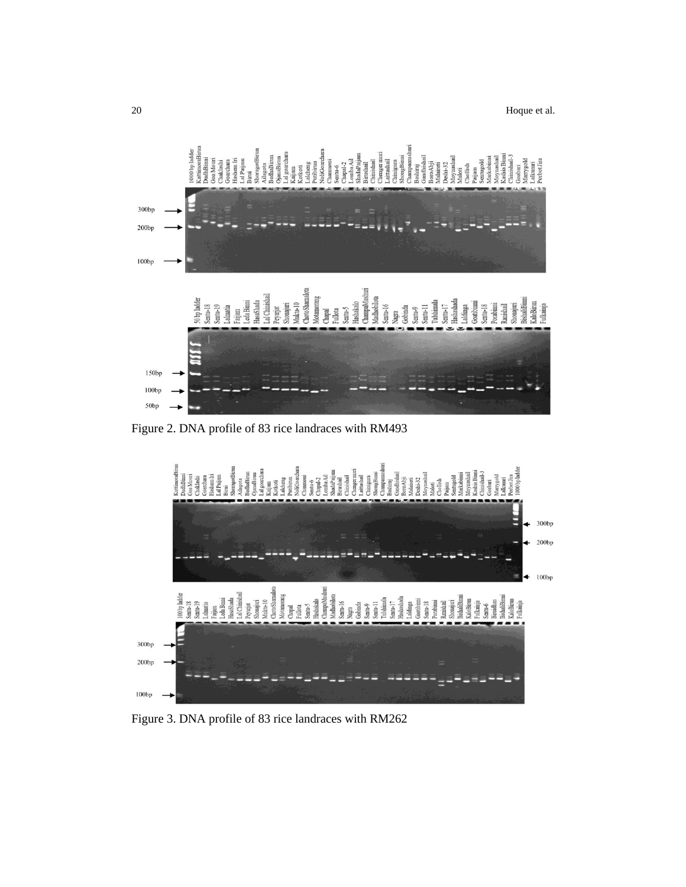Figure 2. DNA profile of 83 rice landraces with RM493

Figure 3. DNA profile of 83 rice landraces with RM262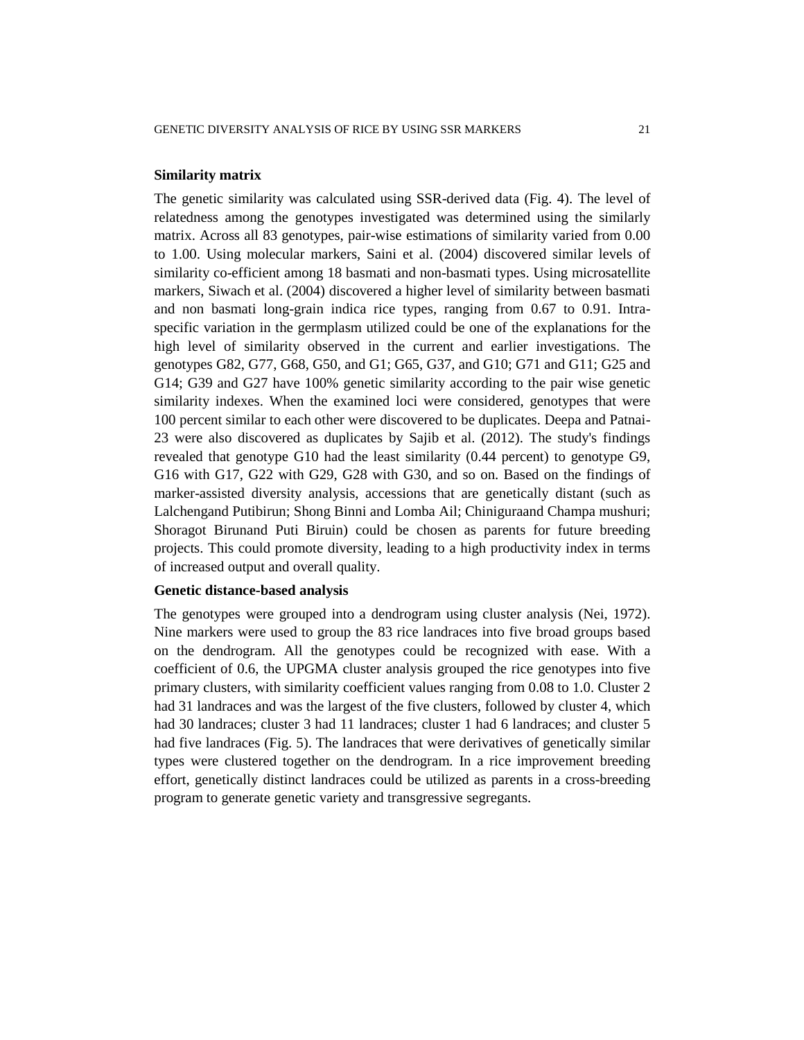### Similarity matrix

The genetic similarity was calculated using SSR-derived data (Fig. 4). The level of relatedness among the genotypes investigated was determined using the similarly matrix. Across all 83 genotypes, pair-wise estimations of similarity varied from 0.00 to 1.00. Using molecular markers, Saini et al. (2004) discovered similar levels of similarity co-efficient among 18 basmati and non-basmati types. Using microsatellite markers, Siwach et al. (2004) discovered a higher level of similarity between basmati and non basmati long-grain indica rice types, ranging from 0.67 to 0.91. Intra-specific variation in the germplasm utilized could be one of the explanations for the high level of similarity observed in the current and earlier investigations. The genotypes G82, G77, G68, G50, and G1; G65, G37, and G10; G71 and G11; G25 and G14; G39 and G27 have 100% genetic similarity according to the pair wise genetic similarity indexes. When the examined loci were considered, genotypes that were 100 percent similar to each other were discovered to be duplicates. Deepa and Patnai-23 were also discovered as duplicates by Sajib et al. (2012). The study's findings revealed that genotype G10 had the least similarity (0.44 percent) to genotype G9, G16 with G17, G22 with G29, G28 with G30, and so on. Based on the findings of marker-assisted diversity analysis, accessions that are genetically distant (such as Lalchengand Putibirun; Shong Binni and Lomba Ail; Chiniguraand Champa mushuri; Shoragot Birunand Puti Biruin) could be chosen as parents for future breeding projects. This could promote diversity, leading to a high productivity index in terms of increased output and overall quality.

### Genetic distance-based analysis

The genotypes were grouped into a dendrogram using cluster analysis (Nei, 1972). Nine markers were used to group the 83 rice landraces into five broad groups based on the dendrogram. All the genotypes could be recognized with ease. With a coefficient of 0.6, the UPGMA cluster analysis grouped the rice genotypes into five primary clusters, with similarity coefficient values ranging from 0.08 to 1.0. Cluster 2 had 31 landraces and was the largest of the five clusters, followed by cluster 4, which had 30 landraces; cluster 3 had 11 landraces; cluster 1 had 6 landraces; and cluster 5 had five landraces (Fig. 5). The landraces that were derivatives of genetically similar types were clustered together on the dendrogram. In a rice improvement breeding effort, genetically distinct landraces could be utilized as parents in a cross-breeding program to generate genetic variety and transgressive segregants.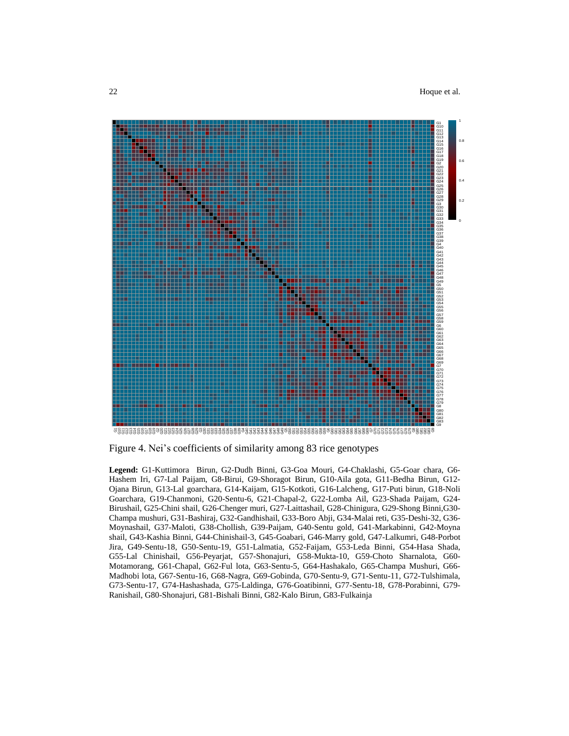Figure 4. Nei’s coefficients of similarity among 83 rice genotypes

**Legend:** G1-Kuttimora Birun, G2-Dudh Binni, G3-Goa Mouri, G4-Chaklashi, G5-Goar chara, G6-Hashem Iri, G7-Lal Paijam, G8-Birui, G9-Shoragot Birun, G10-Aila gota, G11-Bedha Birun, G12-Ojana Birun, G13-Lal goarchara, G14-Kaijam, G15-Kotkoti, G16-Lalcheng, G17-Puti birun, G18-Noli Goarchara, G19-Chanmoni, G20-Sentu-6, G21-Chapal-2, G22-Lomba Ail, G23-Shada Paijam, G24-Birushail, G25-Chini shail, G26-Chenger muri, G27-Laittashail, G28-Chinigura, G29-Shong Binni,G30-Champa mushuri, G31-Bashiraj, G32-Gandhishail, G33-Boro Abji, G34-Malai reti, G35-Deshi-32, G36-Moynashail, G37-Maloti, G38-Chollish, G39-Paijam, G40-Sentu gold, G41-Markabinni, G42-Moyna shail, G43-Kashia Binni, G44-Chinishail-3, G45-Goabari, G46-Marry gold, G47-Lalkumri, G48-Porbot Jira, G49-Sentu-18, G50-Sentu-19, G51-Lalmatia, G52-Faijam, G53-Leda Binni, G54-Hasa Shada, G55-Lal Chinishail, G56-Peyarjat, G57-Shonajuri, G58-Mukta-10, G59-Choto Sharnalota, G60-Motamorang, G61-Chapal, G62-Ful lota, G63-Sentu-5, G64-Hashakalo, G65-Champa Mushuri, G66-Madhobi lota, G67-Sentu-16, G68-Nagra, G69-Gobinda, G70-Sentu-9, G71-Sentu-11, G72-Tulshimala, G73-Sentu-17, G74-Hashashada, G75-Laldinga, G76-Goatibinni, G77-Sentu-18, G78-Porabinni, G79-Ranishail, G80-Shonajuri, G81-Bishali Binni, G82-Kalo Birun, G83-Fulkainja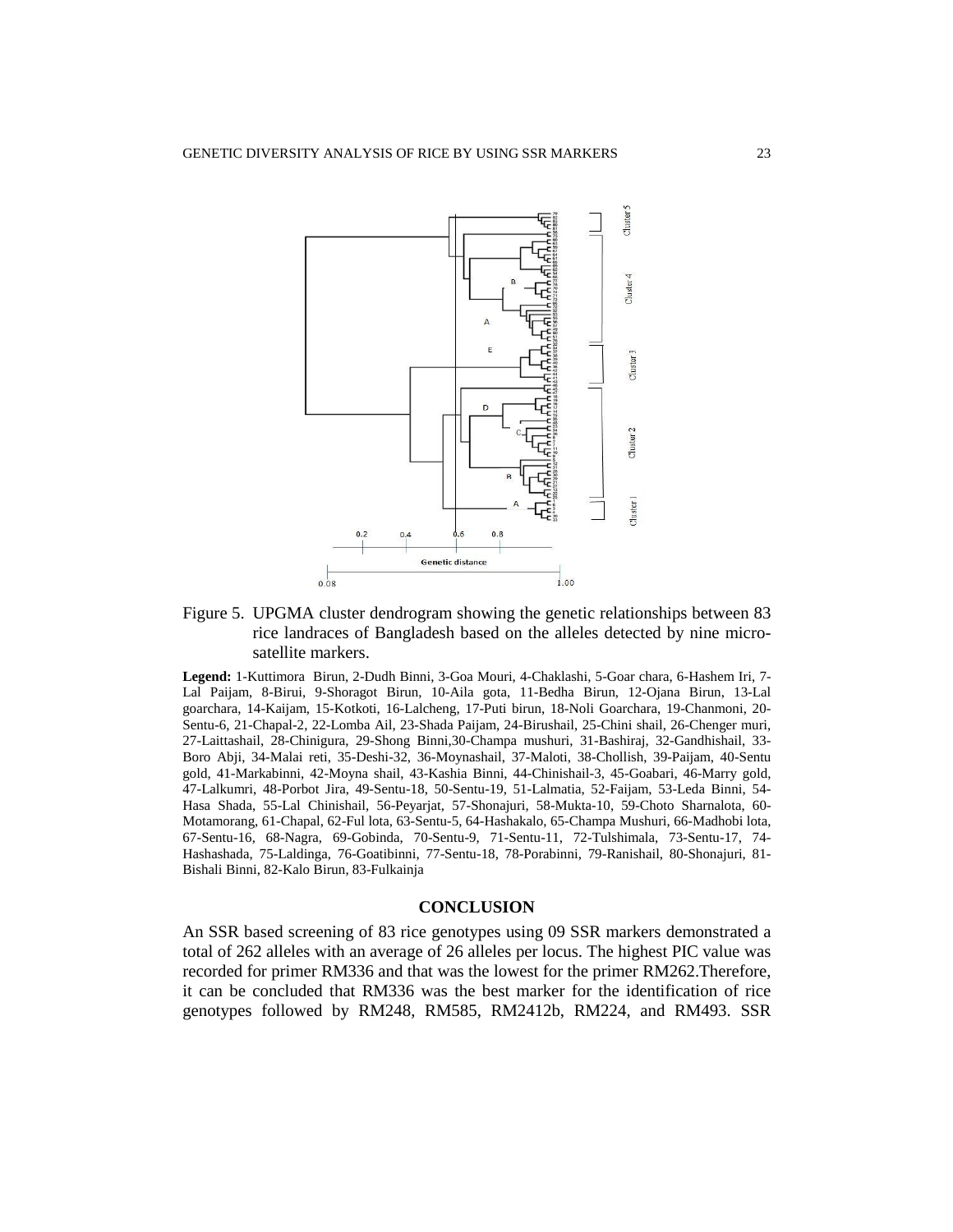Figure 5. UPGMA cluster dendrogram showing the genetic relationships between 83 rice landraces of Bangladesh based on the alleles detected by nine micro-satellite markers.

**Legend:** 1-Kuttimora Birun, 2-Dudh Binni, 3-Goa Mouri, 4-Chaklashi, 5-Goar chara, 6-Hashem Iri, 7-Lal Paijam, 8-Birui, 9-Shoragot Birun, 10-Aila gota, 11-Bedha Birun, 12-Ojana Birun, 13-Lal goarchara, 14-Kaijam, 15-Kotkoti, 16-Lalcheng, 17-Puti birun, 18-Noli Goarchara, 19-Chanmoni, 20-Sentu-6, 21-Chapal-2, 22-Lomba Ail, 23-Shada Paijam, 24-Birushail, 25-Chini shail, 26-Chenger muri, 27-Laittashail, 28-Chinigura, 29-Shong Binni,30-Champa mushuri, 31-Bashiraj, 32-Gandhishail, 33-Boro Abji, 34-Malai reti, 35-Deshi-32, 36-Moynashail, 37-Maloti, 38-Chollish, 39-Paijam, 40-Sentu gold, 41-Markabinni, 42-Moyna shail, 43-Kashia Binni, 44-Chinishail-3, 45-Goabari, 46-Marry gold, 47-Lalkumri, 48-Porbot Jira, 49-Sentu-18, 50-Sentu-19, 51-Lalmatia, 52-Faijam, 53-Leda Binni, 54-Hasa Shada, 55-Lal Chinishail, 56-Peyarjat, 57-Shonajuri, 58-Mukta-10, 59-Choto Sharnalota, 60-Motamorang, 61-Chapal, 62-Ful lota, 63-Sentu-5, 64-Hashakalo, 65-Champa Mushuri, 66-Madhobi lota, 67-Sentu-16, 68-Nagra, 69-Gobinda, 70-Sentu-9, 71-Sentu-11, 72-Tulshimala, 73-Sentu-17, 74-Hashashada, 75-Laldinga, 76-Goatibinni, 77-Sentu-18, 78-Porabinni, 79-Ranishail, 80-Shonajuri, 81-Bishali Binni, 82-Kalo Birun, 83-Fulkainja

## CONCLUSION

An SSR based screening of 83 rice genotypes using 09 SSR markers demonstrated a total of 262 alleles with an average of 26 alleles per locus. The highest PIC value was recorded for primer RM336 and that was the lowest for the primer RM262.Therefore, it can be concluded that RM336 was the best marker for the identification of rice genotypes followed by RM248, RM585, RM2412b, RM224, and RM493. SSR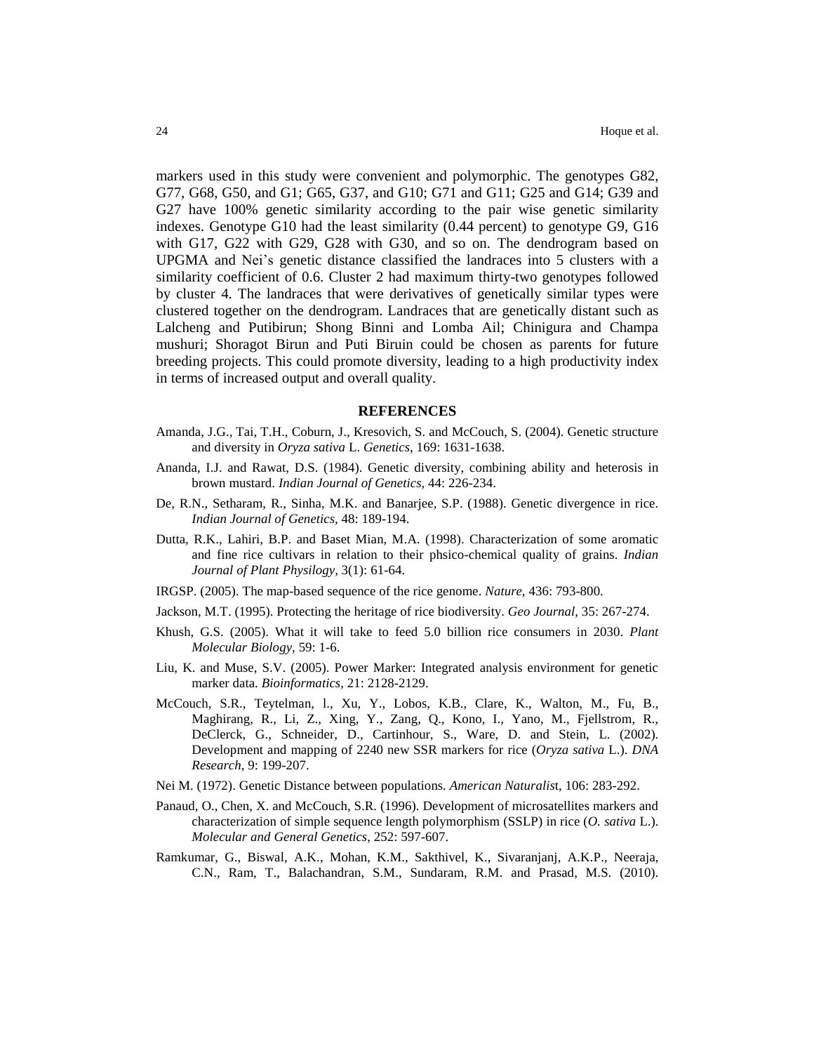markers used in this study were convenient and polymorphic. The genotypes G82, G77, G68, G50, and G1; G65, G37, and G10; G71 and G11; G25 and G14; G39 and G27 have 100% genetic similarity according to the pair wise genetic similarity indexes. Genotype G10 had the least similarity (0.44 percent) to genotype G9, G16 with G17, G22 with G29, G28 with G30, and so on. The dendrogram based on UPGMA and Nei's genetic distance classified the landraces into 5 clusters with a similarity coefficient of 0.6. Cluster 2 had maximum thirty-two genotypes followed by cluster 4. The landraces that were derivatives of genetically similar types were clustered together on the dendrogram. Landraces that are genetically distant such as Lalcheng and Putibirun; Shong Binni and Lomba Ail; Chinigura and Champa mushuri; Shoragot Birun and Puti Biruin could be chosen as parents for future breeding projects. This could promote diversity, leading to a high productivity index in terms of increased output and overall quality.

## REFERENCES

Amanda, J.G., Tai, T.H., Coburn, J., Kresovich, S. and McCouch, S. (2004). Genetic structure and diversity in *Oryza sativa* L. *Genetics*, 169: 1631-1638.

Ananda, I.J. and Rawat, D.S. (1984). Genetic diversity, combining ability and heterosis in brown mustard. *Indian Journal of Genetics,* 44: 226-234.

De, R.N., Setharam, R., Sinha, M.K. and Banarjee, S.P. (1988). Genetic divergence in rice. *Indian Journal of Genetics,* 48: 189-194.

Dutta, R.K., Lahiri, B.P. and Baset Mian, M.A. (1998). Characterization of some aromatic and fine rice cultivars in relation to their phsico-chemical quality of grains. *Indian Journal of Plant Physilogy,* 3(1): 61-64.

IRGSP. (2005). The map-based sequence of the rice genome. *Nature*, 436: 793-800.

Jackson, M.T. (1995). Protecting the heritage of rice biodiversity. *Geo Journal*, 35: 267-274.

Khush, G.S. (2005). What it will take to feed 5.0 billion rice consumers in 2030. *Plant Molecular Biology*, 59: 1-6.

Liu, K. and Muse, S.V. (2005). Power Marker: Integrated analysis environment for genetic marker data. *Bioinformatics*, 21: 2128-2129.

McCouch, S.R., Teytelman, l., Xu, Y., Lobos, K.B., Clare, K., Walton, M., Fu, B., Maghirang, R., Li, Z., Xing, Y., Zang, Q., Kono, I., Yano, M., Fjellstrom, R., DeClerck, G., Schneider, D., Cartinhour, S., Ware, D. and Stein, L. (2002). Development and mapping of 2240 new SSR markers for rice (*Oryza sativa* L.). *DNA Research*, 9: 199-207.

Nei M. (1972). Genetic Distance between populations. *American Naturalis*t, 106: 283-292.

Panaud, O., Chen, X. and McCouch, S.R. (1996). Development of microsatellites markers and characterization of simple sequence length polymorphism (SSLP) in rice (*O. sativa* L.). *Molecular and General Genetics*, 252: 597-607.

Ramkumar, G., Biswal, A.K., Mohan, K.M., Sakthivel, K., Sivaranjanj, A.K.P., Neeraja, C.N., Ram, T., Balachandran, S.M., Sundaram, R.M. and Prasad, M.S. (2010).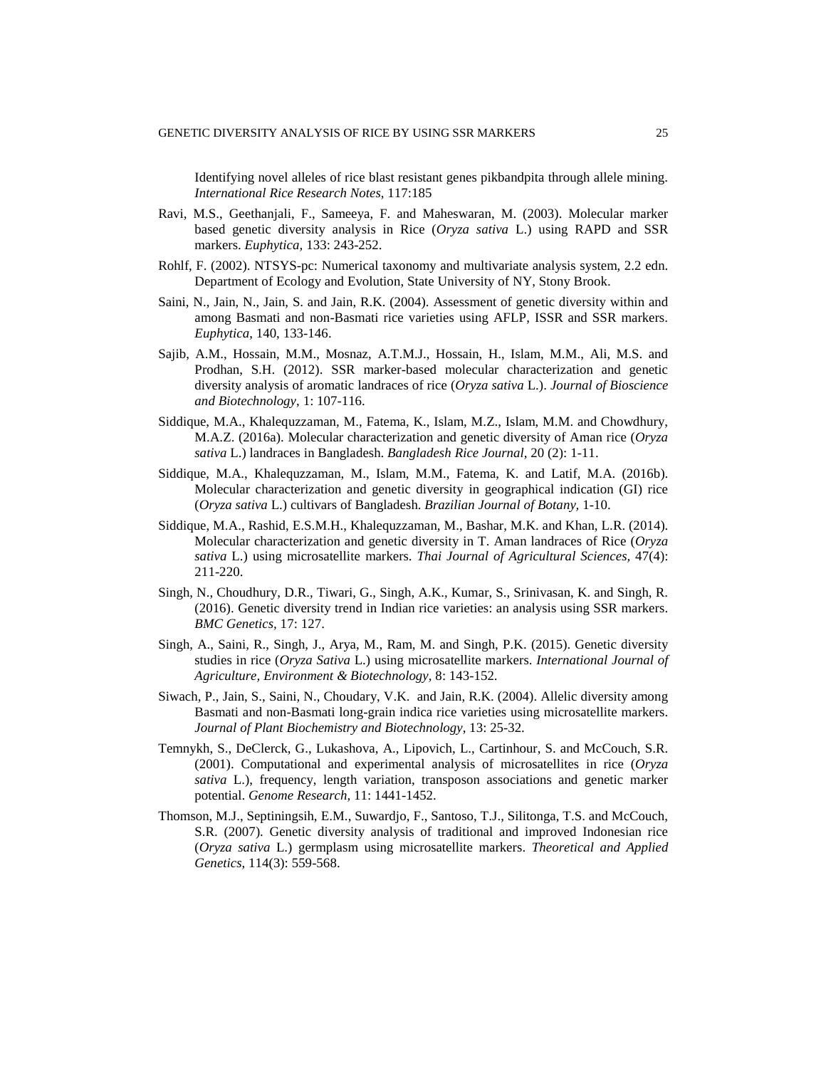Identifying novel alleles of rice blast resistant genes pikbandpita through allele mining. *International Rice Research Notes*, 117:185

Ravi, M.S., Geethanjali, F., Sameeya, F. and Maheswaran, M. (2003). Molecular marker based genetic diversity analysis in Rice (*Oryza sativa* L.) using RAPD and SSR markers. *Euphytica*, 133: 243-252.

Rohlf, F. (2002). NTSYS-pc: Numerical taxonomy and multivariate analysis system, 2.2 edn. Department of Ecology and Evolution, State University of NY, Stony Brook.

Saini, N., Jain, N., Jain, S. and Jain, R.K. (2004). Assessment of genetic diversity within and among Basmati and non-Basmati rice varieties using AFLP, ISSR and SSR markers. *Euphytica*, 140, 133-146.

Sajib, A.M., Hossain, M.M., Mosnaz, A.T.M.J., Hossain, H., Islam, M.M., Ali, M.S. and Prodhan, S.H. (2012). SSR marker-based molecular characterization and genetic diversity analysis of aromatic landraces of rice (*Oryza sativa* L.). *Journal of Bioscience and Biotechnology*, 1: 107-116.

Siddique, M.A., Khalequzzaman, M., Fatema, K., Islam, M.Z., Islam, M.M. and Chowdhury, M.A.Z. (2016a). Molecular characterization and genetic diversity of Aman rice (*Oryza sativa* L.) landraces in Bangladesh. *Bangladesh Rice Journal*, 20 (2): 1-11.

Siddique, M.A., Khalequzzaman, M., Islam, M.M., Fatema, K. and Latif, M.A. (2016b). Molecular characterization and genetic diversity in geographical indication (GI) rice (*Oryza sativa* L.) cultivars of Bangladesh. *Brazilian Journal of Botany*, 1-10.

Siddique, M.A., Rashid, E.S.M.H., Khalequzzaman, M., Bashar, M.K. and Khan, L.R. (2014). Molecular characterization and genetic diversity in T. Aman landraces of Rice (*Oryza sativa* L.) using microsatellite markers. *Thai Journal of Agricultural Sciences*, 47(4): 211-220.

Singh, N., Choudhury, D.R., Tiwari, G., Singh, A.K., Kumar, S., Srinivasan, K. and Singh, R. (2016). Genetic diversity trend in Indian rice varieties: an analysis using SSR markers. *BMC Genetics*, 17: 127.

Singh, A., Saini, R., Singh, J., Arya, M., Ram, M. and Singh, P.K. (2015). Genetic diversity studies in rice (*Oryza Sativa* L.) using microsatellite markers. *International Journal of Agriculture, Environment & Biotechnology*, 8: 143-152.

Siwach, P., Jain, S., Saini, N., Choudary, V.K. and Jain, R.K. (2004). Allelic diversity among Basmati and non-Basmati long-grain indica rice varieties using microsatellite markers. *Journal of Plant Biochemistry and Biotechnology*, 13: 25-32.

Temnykh, S., DeClerck, G., Lukashova, A., Lipovich, L., Cartinhour, S. and McCouch, S.R. (2001). Computational and experimental analysis of microsatellites in rice (*Oryza sativa* L.), frequency, length variation, transposon associations and genetic marker potential. *Genome Research*, 11: 1441-1452.

Thomson, M.J., Septiningsih, E.M., Suwardjo, F., Santoso, T.J., Silitonga, T.S. and McCouch, S.R. (2007). Genetic diversity analysis of traditional and improved Indonesian rice (*Oryza sativa* L.) germplasm using microsatellite markers. *Theoretical and Applied Genetics*, 114(3): 559-568.